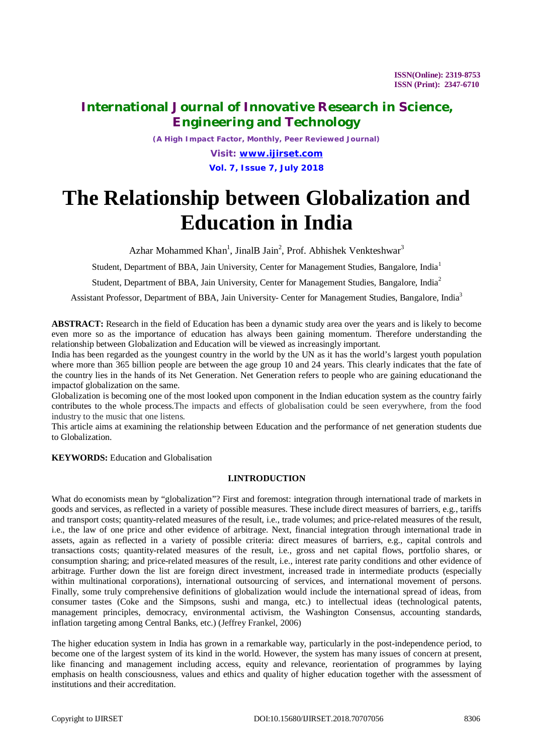ISSN(Online): 2319-8753
ISSN (Print): 2347-6710

# International Journal of Innovative Research in Science, Engineering and Technology

*(A High Impact Factor, Monthly, Peer Reviewed Journal)*

Visit: www.ijirset.com

Vol. 7, Issue 7, July 2018

# The Relationship between Globalization and Education in India

Azhar Mohammed Khan[1], JinalB Jain[2], Prof. Abhishek Venkteshwar[3]

Student, Department of BBA, Jain University, Center for Management Studies, Bangalore, India[1]

Student, Department of BBA, Jain University, Center for Management Studies, Bangalore, India[2]

Assistant Professor, Department of BBA, Jain University- Center for Management Studies, Bangalore, India[3]

**ABSTRACT:** Research in the field of Education has been a dynamic study area over the years and is likely to become even more so as the importance of education has always been gaining momentum. Therefore understanding the relationship between Globalization and Education will be viewed as increasingly important.

India has been regarded as the youngest country in the world by the UN as it has the world's largest youth population where more than 365 billion people are between the age group 10 and 24 years. This clearly indicates that the fate of the country lies in the hands of its Net Generation. Net Generation refers to people who are gaining educationand the impactof globalization on the same.

Globalization is becoming one of the most looked upon component in the Indian education system as the country fairly contributes to the whole process.The impacts and effects of globalisation could be seen everywhere, from the food industry to the music that one listens.

This article aims at examining the relationship between Education and the performance of net generation students due to Globalization.

**KEYWORDS:** Education and Globalisation

## I.INTRODUCTION

What do economists mean by "globalization"? First and foremost: integration through international trade of markets in goods and services, as reflected in a variety of possible measures. These include direct measures of barriers, e.g., tariffs and transport costs; quantity-related measures of the result, i.e., trade volumes; and price-related measures of the result, i.e., the law of one price and other evidence of arbitrage. Next, financial integration through international trade in assets, again as reflected in a variety of possible criteria: direct measures of barriers, e.g., capital controls and transactions costs; quantity-related measures of the result, i.e., gross and net capital flows, portfolio shares, or consumption sharing; and price-related measures of the result, i.e., interest rate parity conditions and other evidence of arbitrage. Further down the list are foreign direct investment, increased trade in intermediate products (especially within multinational corporations), international outsourcing of services, and international movement of persons. Finally, some truly comprehensive definitions of globalization would include the international spread of ideas, from consumer tastes (Coke and the Simpsons, sushi and manga, etc.) to intellectual ideas (technological patents, management principles, democracy, environmental activism, the Washington Consensus, accounting standards, inflation targeting among Central Banks, etc.) (Jeffrey Frankel, 2006)

The higher education system in India has grown in a remarkable way, particularly in the post-independence period, to become one of the largest system of its kind in the world. However, the system has many issues of concern at present, like financing and management including access, equity and relevance, reorientation of programmes by laying emphasis on health consciousness, values and ethics and quality of higher education together with the assessment of institutions and their accreditation.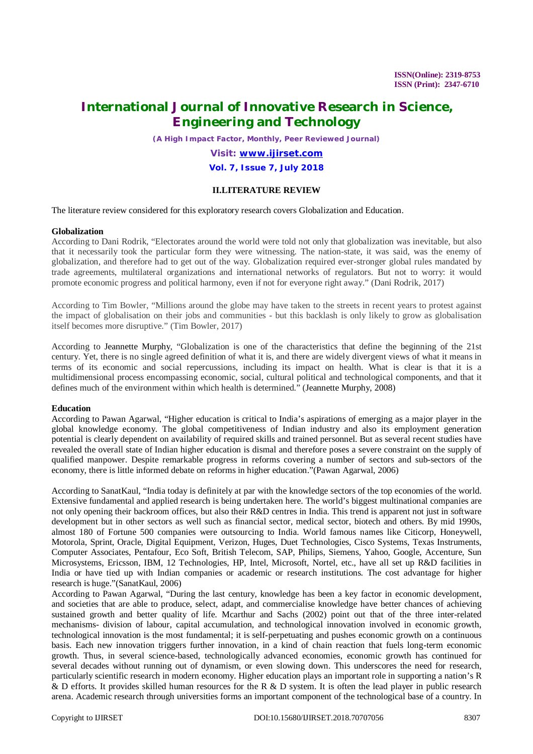## II.LITERATURE REVIEW

The literature review considered for this exploratory research covers Globalization and Education.

**Globalization**

According to Dani Rodrik, "Electorates around the world were told not only that globalization was inevitable, but also that it necessarily took the particular form they were witnessing. The nation-state, it was said, was the enemy of globalization, and therefore had to get out of the way. Globalization required ever-stronger global rules mandated by trade agreements, multilateral organizations and international networks of regulators. But not to worry: it would promote economic progress and political harmony, even if not for everyone right away." (Dani Rodrik, 2017)

According to Tim Bowler, "Millions around the globe may have taken to the streets in recent years to protest against the impact of globalisation on their jobs and communities - but this backlash is only likely to grow as globalisation itself becomes more disruptive." (Tim Bowler, 2017)

According to Jeannette Murphy, "Globalization is one of the characteristics that define the beginning of the 21st century. Yet, there is no single agreed definition of what it is, and there are widely divergent views of what it means in terms of its economic and social repercussions, including its impact on health. What is clear is that it is a multidimensional process encompassing economic, social, cultural political and technological components, and that it defines much of the environment within which health is determined." (Jeannette Murphy, 2008)

**Education**

According to Pawan Agarwal, "Higher education is critical to India's aspirations of emerging as a major player in the global knowledge economy. The global competitiveness of Indian industry and also its employment generation potential is clearly dependent on availability of required skills and trained personnel. But as several recent studies have revealed the overall state of Indian higher education is dismal and therefore poses a severe constraint on the supply of qualified manpower. Despite remarkable progress in reforms covering a number of sectors and sub-sectors of the economy, there is little informed debate on reforms in higher education."(Pawan Agarwal, 2006)

According to SanatKaul, "India today is definitely at par with the knowledge sectors of the top economies of the world. Extensive fundamental and applied research is being undertaken here. The world's biggest multinational companies are not only opening their backroom offices, but also their R&D centres in India. This trend is apparent not just in software development but in other sectors as well such as financial sector, medical sector, biotech and others. By mid 1990s, almost 180 of Fortune 500 companies were outsourcing to India. World famous names like Citicorp, Honeywell, Motorola, Sprint, Oracle, Digital Equipment, Verizon, Huges, Duet Technologies, Cisco Systems, Texas Instruments, Computer Associates, Pentafour, Eco Soft, British Telecom, SAP, Philips, Siemens, Yahoo, Google, Accenture, Sun Microsystems, Ericsson, IBM, 12 Technologies, HP, Intel, Microsoft, Nortel, etc., have all set up R&D facilities in India or have tied up with Indian companies or academic or research institutions. The cost advantage for higher research is huge."(SanatKaul, 2006)

According to Pawan Agarwal, "During the last century, knowledge has been a key factor in economic development, and societies that are able to produce, select, adapt, and commercialise knowledge have better chances of achieving sustained growth and better quality of life. Mcarthur and Sachs (2002) point out that of the three inter-related mechanisms- division of labour, capital accumulation, and technological innovation involved in economic growth, technological innovation is the most fundamental; it is self-perpetuating and pushes economic growth on a continuous basis. Each new innovation triggers further innovation, in a kind of chain reaction that fuels long-term economic growth. Thus, in several science-based, technologically advanced economies, economic growth has continued for several decades without running out of dynamism, or even slowing down. This underscores the need for research, particularly scientific research in modern economy. Higher education plays an important role in supporting a nation's R & D efforts. It provides skilled human resources for the R & D system. It is often the lead player in public research arena. Academic research through universities forms an important component of the technological base of a country. In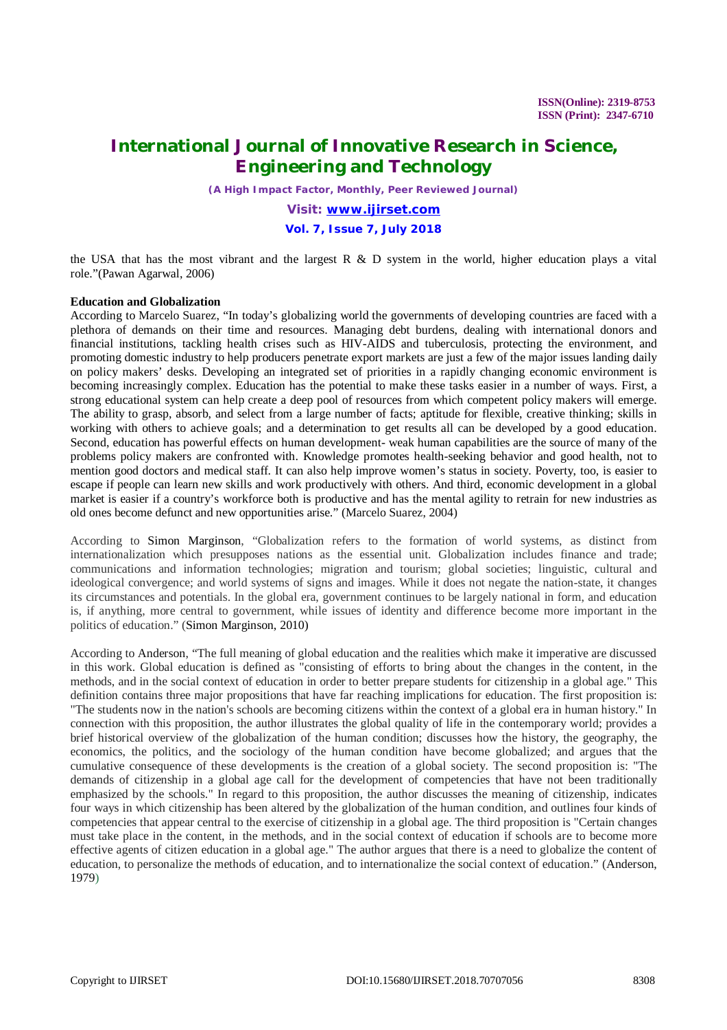the USA that has the most vibrant and the largest R & D system in the world, higher education plays a vital role."(Pawan Agarwal, 2006)

**Education and Globalization**

According to Marcelo Suarez, "In today's globalizing world the governments of developing countries are faced with a plethora of demands on their time and resources. Managing debt burdens, dealing with international donors and financial institutions, tackling health crises such as HIV-AIDS and tuberculosis, protecting the environment, and promoting domestic industry to help producers penetrate export markets are just a few of the major issues landing daily on policy makers' desks. Developing an integrated set of priorities in a rapidly changing economic environment is becoming increasingly complex. Education has the potential to make these tasks easier in a number of ways. First, a strong educational system can help create a deep pool of resources from which competent policy makers will emerge. The ability to grasp, absorb, and select from a large number of facts; aptitude for flexible, creative thinking; skills in working with others to achieve goals; and a determination to get results all can be developed by a good education. Second, education has powerful effects on human development- weak human capabilities are the source of many of the problems policy makers are confronted with. Knowledge promotes health-seeking behavior and good health, not to mention good doctors and medical staff. It can also help improve women's status in society. Poverty, too, is easier to escape if people can learn new skills and work productively with others. And third, economic development in a global market is easier if a country's workforce both is productive and has the mental agility to retrain for new industries as old ones become defunct and new opportunities arise." (Marcelo Suarez, 2004)

According to Simon Marginson, "Globalization refers to the formation of world systems, as distinct from internationalization which presupposes nations as the essential unit. Globalization includes finance and trade; communications and information technologies; migration and tourism; global societies; linguistic, cultural and ideological convergence; and world systems of signs and images. While it does not negate the nation-state, it changes its circumstances and potentials. In the global era, government continues to be largely national in form, and education is, if anything, more central to government, while issues of identity and difference become more important in the politics of education." (Simon Marginson, 2010)

According to Anderson, "The full meaning of global education and the realities which make it imperative are discussed in this work. Global education is defined as "consisting of efforts to bring about the changes in the content, in the methods, and in the social context of education in order to better prepare students for citizenship in a global age." This definition contains three major propositions that have far reaching implications for education. The first proposition is: "The students now in the nation's schools are becoming citizens within the context of a global era in human history." In connection with this proposition, the author illustrates the global quality of life in the contemporary world; provides a brief historical overview of the globalization of the human condition; discusses how the history, the geography, the economics, the politics, and the sociology of the human condition have become globalized; and argues that the cumulative consequence of these developments is the creation of a global society. The second proposition is: "The demands of citizenship in a global age call for the development of competencies that have not been traditionally emphasized by the schools." In regard to this proposition, the author discusses the meaning of citizenship, indicates four ways in which citizenship has been altered by the globalization of the human condition, and outlines four kinds of competencies that appear central to the exercise of citizenship in a global age. The third proposition is "Certain changes must take place in the content, in the methods, and in the social context of education if schools are to become more effective agents of citizen education in a global age." The author argues that there is a need to globalize the content of education, to personalize the methods of education, and to internationalize the social context of education." (Anderson, 1979)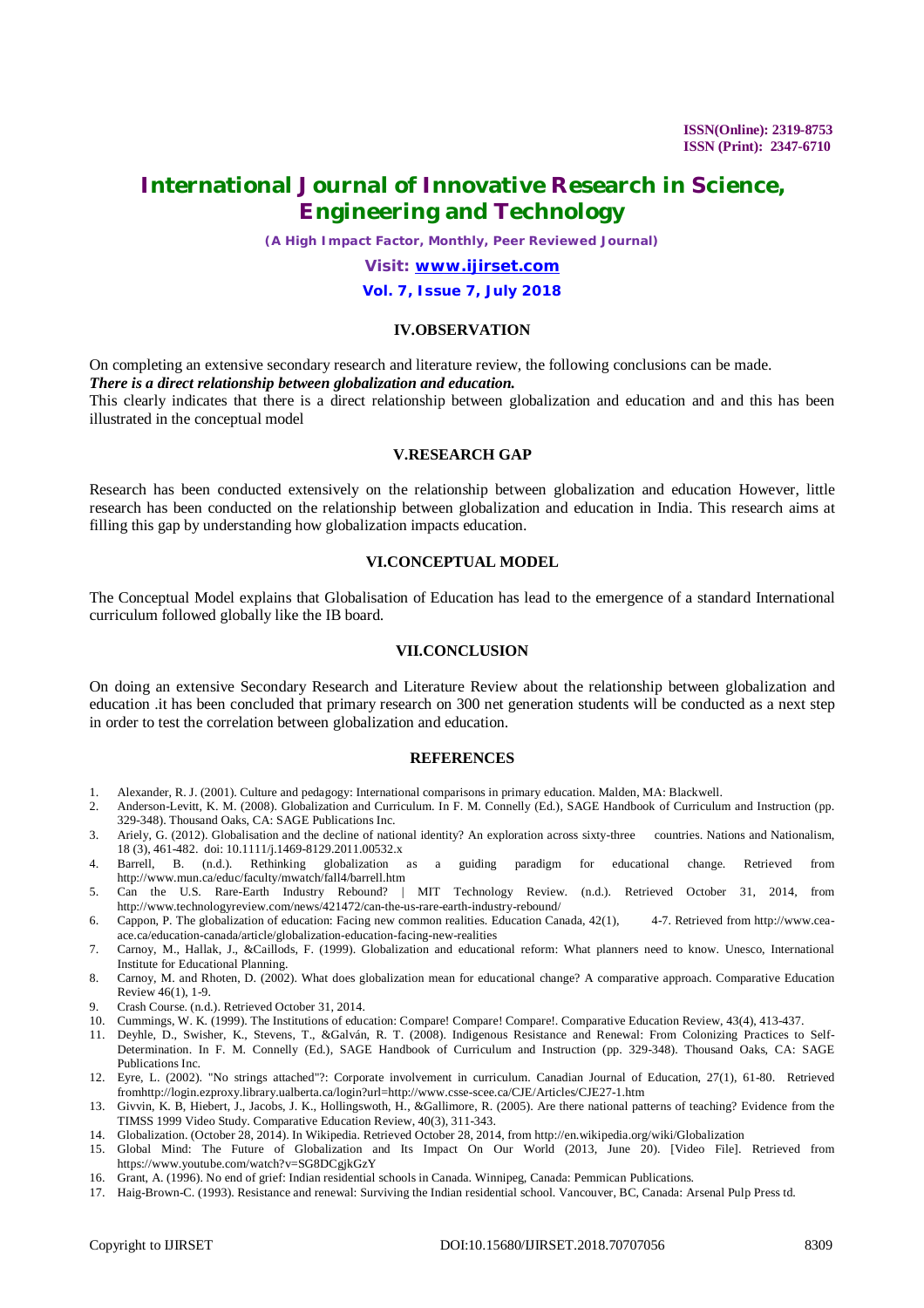## IV.OBSERVATION

On completing an extensive secondary research and literature review, the following conclusions can be made.
***There is a direct relationship between globalization and education.***
This clearly indicates that there is a direct relationship between globalization and education and and this has been illustrated in the conceptual model

## V.RESEARCH GAP

Research has been conducted extensively on the relationship between globalization and education However, little research has been conducted on the relationship between globalization and education in India. This research aims at filling this gap by understanding how globalization impacts education.

## VI.CONCEPTUAL MODEL

The Conceptual Model explains that Globalisation of Education has lead to the emergence of a standard International curriculum followed globally like the IB board.

## VII.CONCLUSION

On doing an extensive Secondary Research and Literature Review about the relationship between globalization and education .it has been concluded that primary research on 300 net generation students will be conducted as a next step in order to test the correlation between globalization and education.

## REFERENCES

1. Alexander, R. J. (2001). Culture and pedagogy: International comparisons in primary education. Malden, MA: Blackwell.
2. Anderson-Levitt, K. M. (2008). Globalization and Curriculum. In F. M. Connelly (Ed.), SAGE Handbook of Curriculum and Instruction (pp. 329-348). Thousand Oaks, CA: SAGE Publications Inc.
3. Ariely, G. (2012). Globalisation and the decline of national identity? An exploration across sixty-three countries. Nations and Nationalism, 18 (3), 461-482. doi: 10.1111/j.1469-8129.2011.00532.x
4. Barrell, B. (n.d.). Rethinking globalization as a guiding paradigm for educational change. Retrieved from http://www.mun.ca/educ/faculty/mwatch/fall4/barrell.htm
5. Can the U.S. Rare-Earth Industry Rebound? | MIT Technology Review. (n.d.). Retrieved October 31, 2014, from http://www.technologyreview.com/news/421472/can-the-us-rare-earth-industry-rebound/
6. Cappon, P. The globalization of education: Facing new common realities. Education Canada, 42(1), 4-7. Retrieved from http://www.cea-ace.ca/education-canada/article/globalization-education-facing-new-realities
7. Carnoy, M., Hallak, J., &Caillods, F. (1999). Globalization and educational reform: What planners need to know. Unesco, International Institute for Educational Planning.
8. Carnoy, M. and Rhoten, D. (2002). What does globalization mean for educational change? A comparative approach. Comparative Education Review 46(1), 1-9.
9. Crash Course. (n.d.). Retrieved October 31, 2014.
10. Cummings, W. K. (1999). The Institutions of education: Compare! Compare! Compare!. Comparative Education Review, 43(4), 413-437.
11. Deyhle, D., Swisher, K., Stevens, T., &Galván, R. T. (2008). Indigenous Resistance and Renewal: From Colonizing Practices to Self-Determination. In F. M. Connelly (Ed.), SAGE Handbook of Curriculum and Instruction (pp. 329-348). Thousand Oaks, CA: SAGE Publications Inc.
12. Eyre, L. (2002). "No strings attached"?: Corporate involvement in curriculum. Canadian Journal of Education, 27(1), 61-80. Retrieved fromhttp://login.ezproxy.library.ualberta.ca/login?url=http://www.csse-scee.ca/CJE/Articles/CJE27-1.htm
13. Givvin, K. B, Hiebert, J., Jacobs, J. K., Hollingswoth, H., &Gallimore, R. (2005). Are there national patterns of teaching? Evidence from the TIMSS 1999 Video Study. Comparative Education Review, 40(3), 311-343.
14. Globalization. (October 28, 2014). In Wikipedia. Retrieved October 28, 2014, from http://en.wikipedia.org/wiki/Globalization
15. Global Mind: The Future of Globalization and Its Impact On Our World (2013, June 20). [Video File]. Retrieved from https://www.youtube.com/watch?v=SG8DCgjkGzY
16. Grant, A. (1996). No end of grief: Indian residential schools in Canada. Winnipeg, Canada: Pemmican Publications.
17. Haig-Brown-C. (1993). Resistance and renewal: Surviving the Indian residential school. Vancouver, BC, Canada: Arsenal Pulp Press td.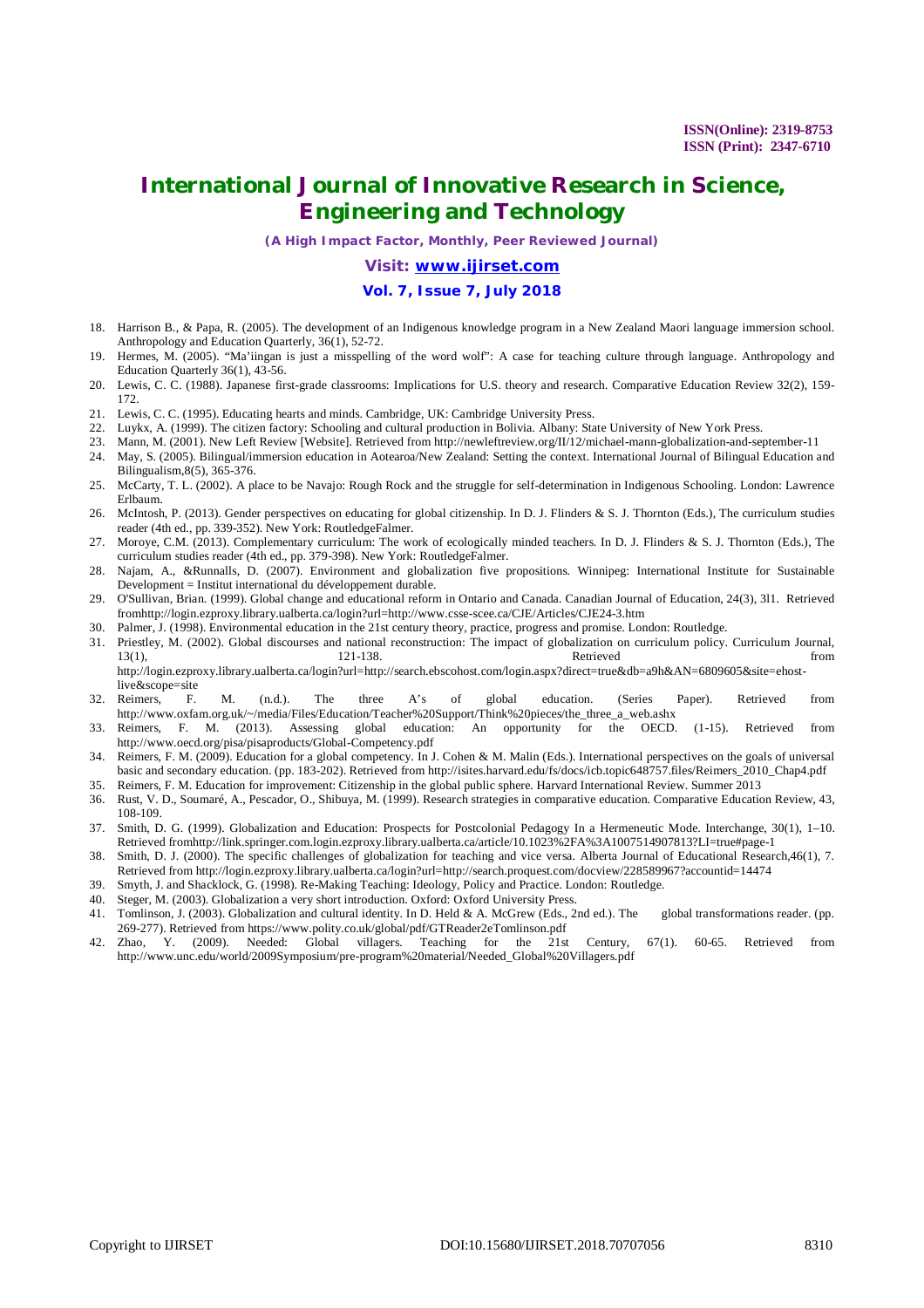18. Harrison B., & Papa, R. (2005). The development of an Indigenous knowledge program in a New Zealand Maori language immersion school. Anthropology and Education Quarterly, 36(1), 52-72.
19. Hermes, M. (2005). "Ma'iingan is just a misspelling of the word wolf": A case for teaching culture through language. Anthropology and Education Quarterly 36(1), 43-56.
20. Lewis, C. C. (1988). Japanese first-grade classrooms: Implications for U.S. theory and research. Comparative Education Review 32(2), 159-172.
21. Lewis, C. C. (1995). Educating hearts and minds. Cambridge, UK: Cambridge University Press.
22. Luykx, A. (1999). The citizen factory: Schooling and cultural production in Bolivia. Albany: State University of New York Press.
23. Mann, M. (2001). New Left Review [Website]. Retrieved from http://newleftreview.org/II/12/michael-mann-globalization-and-september-11
24. May, S. (2005). Bilingual/immersion education in Aotearoa/New Zealand: Setting the context. International Journal of Bilingual Education and Bilingualism,8(5), 365-376.
25. McCarty, T. L. (2002). A place to be Navajo: Rough Rock and the struggle for self-determination in Indigenous Schooling. London: Lawrence Erlbaum.
26. McIntosh, P. (2013). Gender perspectives on educating for global citizenship. In D. J. Flinders & S. J. Thornton (Eds.), The curriculum studies reader (4th ed., pp. 339-352). New York: RoutledgeFalmer.
27. Moroye, C.M. (2013). Complementary curriculum: The work of ecologically minded teachers. In D. J. Flinders & S. J. Thornton (Eds.), The curriculum studies reader (4th ed., pp. 379-398). New York: RoutledgeFalmer.
28. Najam, A., &Runnalls, D. (2007). Environment and globalization five propositions. Winnipeg: International Institute for Sustainable Development = Institut international du développement durable.
29. O'Sullivan, Brian. (1999). Global change and educational reform in Ontario and Canada. Canadian Journal of Education, 24(3), 3l1. Retrieved fromhttp://login.ezproxy.library.ualberta.ca/login?url=http://www.csse-scee.ca/CJE/Articles/CJE24-3.htm
30. Palmer, J. (1998). Environmental education in the 21st century theory, practice, progress and promise. London: Routledge.
31. Priestley, M. (2002). Global discourses and national reconstruction: The impact of globalization on curriculum policy. Curriculum Journal, 13(1), 121-138. Retrieved from http://login.ezproxy.library.ualberta.ca/login?url=http://search.ebscohost.com/login.aspx?direct=true&db=a9h&AN=6809605&site=ehost-live&scope=site
32. Reimers, F. M. (n.d.). The three A's of global education. (Series Paper). Retrieved from http://www.oxfam.org.uk/~/media/Files/Education/Teacher%20Support/Think%20pieces/the_three_a_web.ashx
33. Reimers, F. M. (2013). Assessing global education: An opportunity for the OECD. (1-15). Retrieved from http://www.oecd.org/pisa/pisaproducts/Global-Competency.pdf
34. Reimers, F. M. (2009). Education for a global competency. In J. Cohen & M. Malin (Eds.). International perspectives on the goals of universal basic and secondary education. (pp. 183-202). Retrieved from http://isites.harvard.edu/fs/docs/icb.topic648757.files/Reimers_2010_Chap4.pdf
35. Reimers, F. M. Education for improvement: Citizenship in the global public sphere. Harvard International Review. Summer 2013
36. Rust, V. D., Soumaré, A., Pescador, O., Shibuya, M. (1999). Research strategies in comparative education. Comparative Education Review, 43, 108-109.
37. Smith, D. G. (1999). Globalization and Education: Prospects for Postcolonial Pedagogy In a Hermeneutic Mode. Interchange, 30(1), 1–10. Retrieved fromhttp://link.springer.com.login.ezproxy.library.ualberta.ca/article/10.1023%2FA%3A1007514907813?LI=true#page-1
38. Smith, D. J. (2000). The specific challenges of globalization for teaching and vice versa. Alberta Journal of Educational Research,46(1), 7. Retrieved from http://login.ezproxy.library.ualberta.ca/login?url=http://search.proquest.com/docview/228589967?accountid=14474
39. Smyth, J. and Shacklock, G. (1998). Re-Making Teaching: Ideology, Policy and Practice. London: Routledge.
40. Steger, M. (2003). Globalization a very short introduction. Oxford: Oxford University Press.
41. Tomlinson, J. (2003). Globalization and cultural identity. In D. Held & A. McGrew (Eds., 2nd ed.). The global transformations reader. (pp. 269-277). Retrieved from https://www.polity.co.uk/global/pdf/GTReader2eTomlinson.pdf
42. Zhao, Y. (2009). Needed: Global villagers. Teaching for the 21st Century, 67(1). 60-65. Retrieved from http://www.unc.edu/world/2009Symposium/pre-program%20material/Needed_Global%20Villagers.pdf